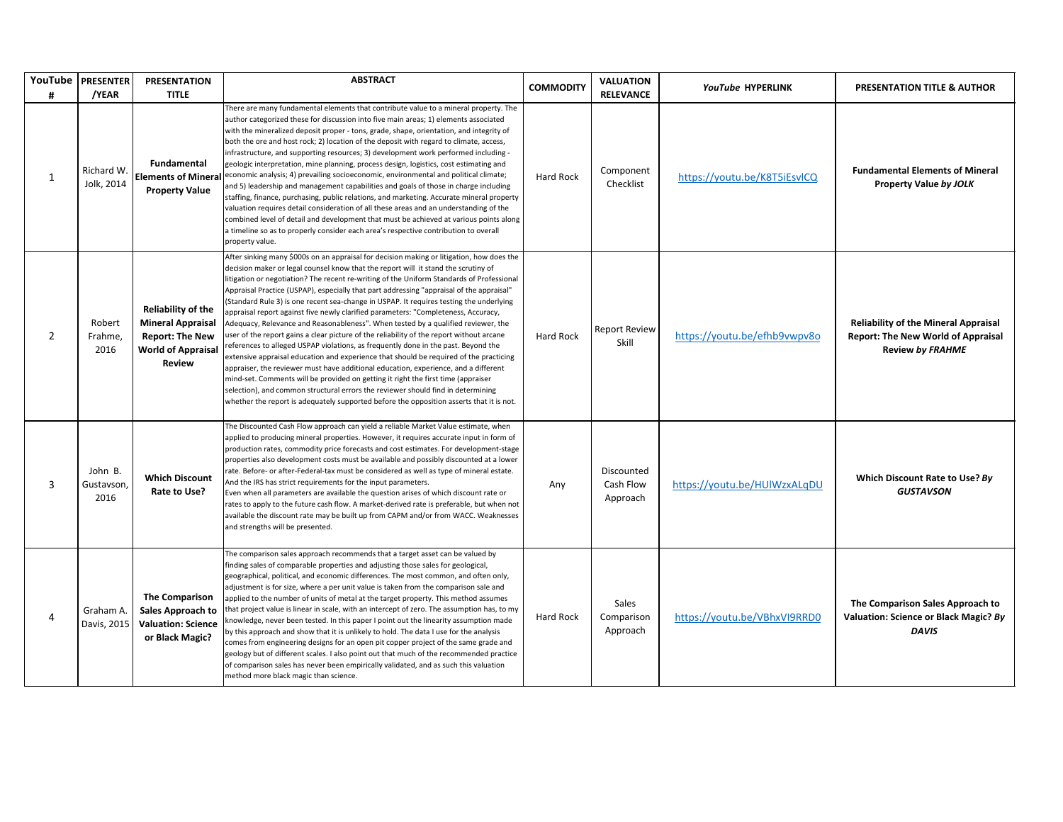| YouTube # | PRESENTER /YEAR | PRESENTATION TITLE | ABSTRACT | COMMODITY | VALUATION RELEVANCE | *YouTube* HYPERLINK | PRESENTATION TITLE & AUTHOR |
|---|---|---|---|---|---|---|---|
| 1 | Richard W. Jolk, 2014 | **Fundamental Elements of Mineral Property Value** | There are many fundamental elements that contribute value to a mineral property. The author categorized these for discussion into five main areas; 1) elements associated with the mineralized deposit proper - tons, grade, shape, orientation, and integrity of both the ore and host rock; 2) location of the deposit with regard to climate, access, infrastructure, and supporting resources; 3) development work performed including - geologic interpretation, mine planning, process design, logistics, cost estimating and economic analysis; 4) prevailing socioeconomic, environmental and political climate; and 5) leadership and management capabilities and goals of those in charge including staffing, finance, purchasing, public relations, and marketing. Accurate mineral property valuation requires detail consideration of all these areas and an understanding of the combined level of detail and development that must be achieved at various points along a timeline so as to properly consider each area's respective contribution to overall property value. | Hard Rock | Component Checklist | https://youtu.be/K8T5iEsvlCQ | **Fundamental Elements of Mineral Property Value *by JOLK*** |
| 2 | Robert Frahme, 2016 | **Reliability of the Mineral Appraisal Report: The New World of Appraisal Review** | After sinking many $000s on an appraisal for decision making or litigation, how does the decision maker or legal counsel know that the report will it stand the scrutiny of litigation or negotiation? The recent re-writing of the Uniform Standards of Professional Appraisal Practice (USPAP), especially that part addressing "appraisal of the appraisal" (Standard Rule 3) is one recent sea-change in USPAP. It requires testing the underlying appraisal report against five newly clarified parameters: "Completeness, Accuracy, Adequacy, Relevance and Reasonableness". When tested by a qualified reviewer, the user of the report gains a clear picture of the reliability of the report without arcane references to alleged USPAP violations, as frequently done in the past. Beyond the extensive appraisal education and experience that should be required of the practicing appraiser, the reviewer must have additional education, experience, and a different mind-set. Comments will be provided on getting it right the first time (appraiser selection), and common structural errors the reviewer should find in determining whether the report is adequately supported before the opposition asserts that it is not. | Hard Rock | Report Review Skill | https://youtu.be/efhb9vwpv8o | **Reliability of the Mineral Appraisal Report: The New World of Appraisal Review *by FRAHME*** |
| 3 | John B. Gustavson, 2016 | **Which Discount Rate to Use?** | The Discounted Cash Flow approach can yield a reliable Market Value estimate, when applied to producing mineral properties. However, it requires accurate input in form of production rates, commodity price forecasts and cost estimates. For development-stage properties also development costs must be available and possibly discounted at a lower rate. Before- or after-Federal-tax must be considered as well as type of mineral estate. And the IRS has strict requirements for the input parameters. Even when all parameters are available the question arises of which discount rate or rates to apply to the future cash flow. A market-derived rate is preferable, but when not available the discount rate may be built up from CAPM and/or from WACC. Weaknesses and strengths will be presented. | Any | Discounted Cash Flow Approach | https://youtu.be/HUlWzxALqDU | **Which Discount Rate to Use? *By GUSTAVSON*** |
| 4 | Graham A. Davis, 2015 | **The Comparison Sales Approach to Valuation: Science or Black Magic?** | The comparison sales approach recommends that a target asset can be valued by finding sales of comparable properties and adjusting those sales for geological, geographical, political, and economic differences. The most common, and often only, adjustment is for size, where a per unit value is taken from the comparison sale and applied to the number of units of metal at the target property. This method assumes that project value is linear in scale, with an intercept of zero. The assumption has, to my knowledge, never been tested. In this paper I point out the linearity assumption made by this approach and show that it is unlikely to hold. The data I use for the analysis comes from engineering designs for an open pit copper project of the same grade and geology but of different scales. I also point out that much of the recommended practice of comparison sales has never been empirically validated, and as such this valuation method more black magic than science. | Hard Rock | Sales Comparison Approach | https://youtu.be/VBhxVI9RRD0 | **The Comparison Sales Approach to Valuation: Science or Black Magic? *By DAVIS*** |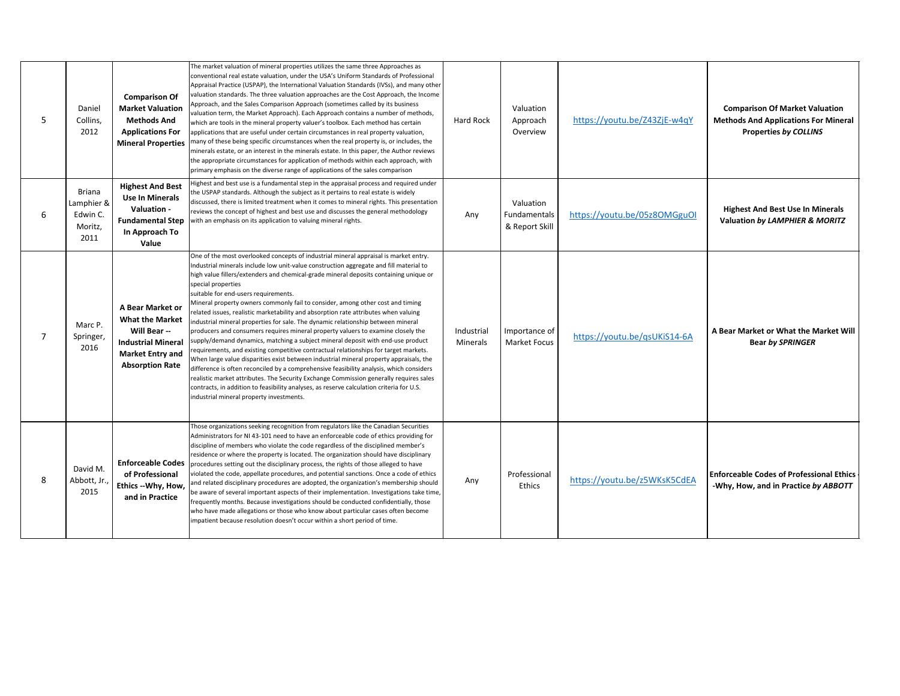| 5 | Daniel Collins, 2012 | **Comparison Of Market Valuation Methods And Applications For Mineral Properties** | The market valuation of mineral properties utilizes the same three Approaches as conventional real estate valuation, under the USA's Uniform Standards of Professional Appraisal Practice (USPAP), the International Valuation Standards (IVSs), and many other valuation standards. The three valuation approaches are the Cost Approach, the Income Approach, and the Sales Comparison Approach (sometimes called by its business valuation term, the Market Approach). Each Approach contains a number of methods, which are tools in the mineral property valuer's toolbox. Each method has certain applications that are useful under certain circumstances in real property valuation, many of these being specific circumstances when the real property is, or includes, the minerals estate, or an interest in the minerals estate. In this paper, the Author reviews the appropriate circumstances for application of methods within each approach, with primary emphasis on the diverse range of applications of the sales comparison | Hard Rock | Valuation Approach Overview | https://youtu.be/Z43ZjE-w4qY | **Comparison Of Market Valuation Methods And Applications For Mineral Properties *by COLLINS*** |
|---|---|---|---|---|---|---|---|
| 6 | Briana Lamphier & Edwin C. Moritz, 2011 | **Highest And Best Use In Minerals Valuation - Fundamental Step In Approach To Value** | Highest and best use is a fundamental step in the appraisal process and required under the USPAP standards. Although the subject as it pertains to real estate is widely discussed, there is limited treatment when it comes to mineral rights. This presentation reviews the concept of highest and best use and discusses the general methodology with an emphasis on its application to valuing mineral rights. | Any | Valuation Fundamentals & Report Skill | https://youtu.be/05z8OMGguOI | **Highest And Best Use In Minerals Valuation *by LAMPHIER & MORITZ*** |
| 7 | Marc P. Springer, 2016 | **A Bear Market or What the Market Will Bear -- Industrial Mineral Market Entry and Absorption Rate** | One of the most overlooked concepts of industrial mineral appraisal is market entry. Industrial minerals include low unit-value construction aggregate and fill material to high value fillers/extenders and chemical-grade mineral deposits containing unique or special properties suitable for end-users requirements. Mineral property owners commonly fail to consider, among other cost and timing related issues, realistic marketability and absorption rate attributes when valuing industrial mineral properties for sale. The dynamic relationship between mineral producers and consumers requires mineral property valuers to examine closely the supply/demand dynamics, matching a subject mineral deposit with end-use product requirements, and existing competitive contractual relationships for target markets. When large value disparities exist between industrial mineral property appraisals, the difference is often reconciled by a comprehensive feasibility analysis, which considers realistic market attributes. The Security Exchange Commission generally requires sales contracts, in addition to feasibility analyses, as reserve calculation criteria for U.S. industrial mineral property investments. | Industrial Minerals | Importance of Market Focus | https://youtu.be/qsUKiS14-6A | **A Bear Market or What the Market Will Bear *by SPRINGER*** |
| 8 | David M. Abbott, Jr., 2015 | **Enforceable Codes of Professional Ethics --Why, How, and in Practice** | Those organizations seeking recognition from regulators like the Canadian Securities Administrators for NI 43-101 need to have an enforceable code of ethics providing for discipline of members who violate the code regardless of the disciplined member's residence or where the property is located. The organization should have disciplinary procedures setting out the disciplinary process, the rights of those alleged to have violated the code, appellate procedures, and potential sanctions. Once a code of ethics and related disciplinary procedures are adopted, the organization's membership should be aware of several important aspects of their implementation. Investigations take time, frequently months. Because investigations should be conducted confidentially, those who have made allegations or those who know about particular cases often become impatient because resolution doesn't occur within a short period of time. | Any | Professional Ethics | https://youtu.be/z5WKsK5CdEA | **Enforceable Codes of Professional Ethics --Why, How, and in Practice *by ABBOTT*** |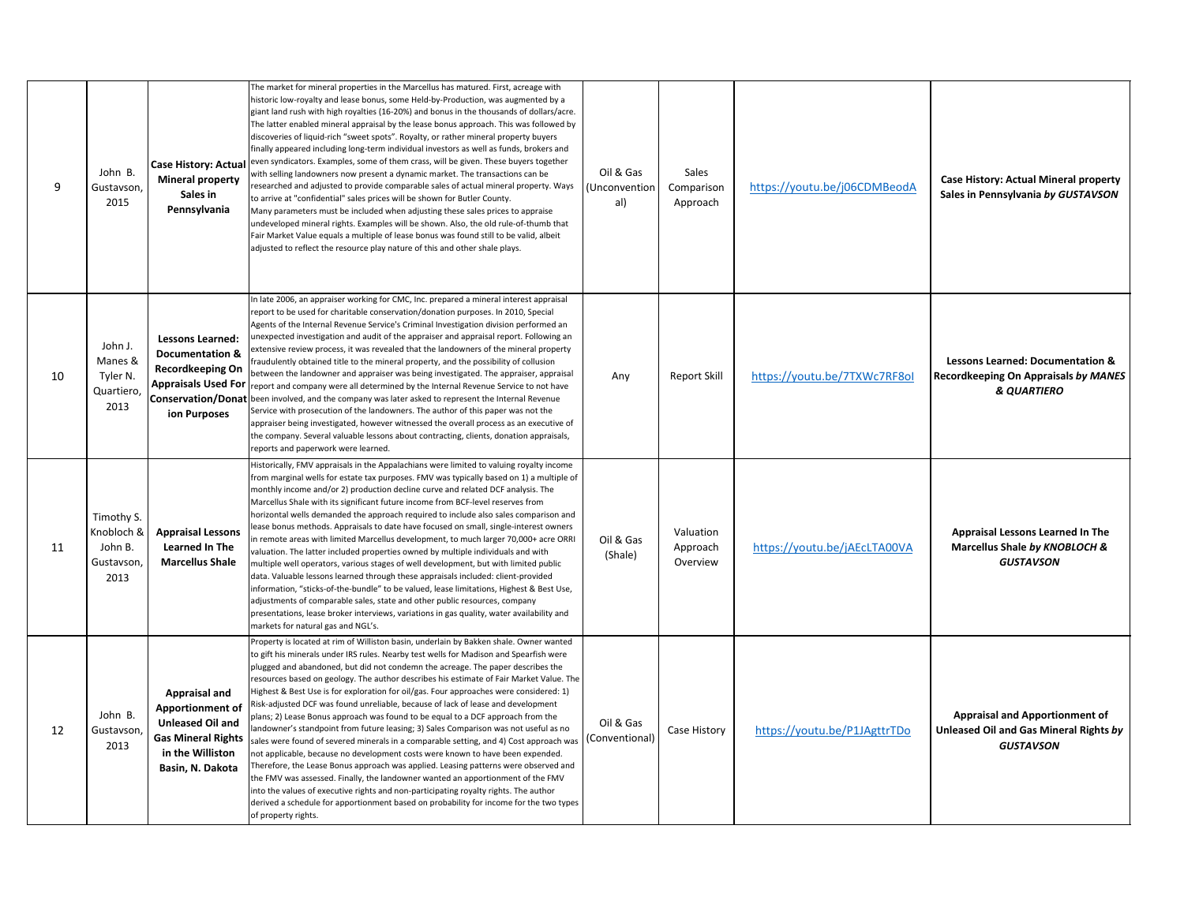| | | | | | | | |
|---|---|---|---|---|---|---|---|
| 9 | John B. Gustavson, 2015 | **Case History: Actual Mineral property Sales in Pennsylvania** | The market for mineral properties in the Marcellus has matured. First, acreage with historic low-royalty and lease bonus, some Held-by-Production, was augmented by a giant land rush with high royalties (16-20%) and bonus in the thousands of dollars/acre. The latter enabled mineral appraisal by the lease bonus approach. This was followed by discoveries of liquid-rich "sweet spots". Royalty, or rather mineral property buyers finally appeared including long-term individual investors as well as funds, brokers and even syndicators. Examples, some of them crass, will be given. These buyers together with selling landowners now present a dynamic market. The transactions can be researched and adjusted to provide comparable sales of actual mineral property. Ways to arrive at "confidential" sales prices will be shown for Butler County. Many parameters must be included when adjusting these sales prices to appraise undeveloped mineral rights. Examples will be shown. Also, the old rule-of-thumb that Fair Market Value equals a multiple of lease bonus was found still to be valid, albeit adjusted to reflect the resource play nature of this and other shale plays. | Oil & Gas (Unconventional) | Sales Comparison Approach | https://youtu.be/j06CDMBeodA | **Case History: Actual Mineral property Sales in Pennsylvania *by GUSTAVSON*** |
| 10 | John J. Manes & Tyler N. Quartiero, 2013 | **Lessons Learned: Documentation & Recordkeeping On Appraisals Used For Conservation/Donation Purposes** | In late 2006, an appraiser working for CMC, Inc. prepared a mineral interest appraisal report to be used for charitable conservation/donation purposes. In 2010, Special Agents of the Internal Revenue Service's Criminal Investigation division performed an unexpected investigation and audit of the appraiser and appraisal report. Following an extensive review process, it was revealed that the landowners of the mineral property fraudulently obtained title to the mineral property, and the possibility of collusion between the landowner and appraiser was being investigated. The appraiser, appraisal report and company were all determined by the Internal Revenue Service to not have been involved, and the company was later asked to represent the Internal Revenue Service with prosecution of the landowners. The author of this paper was not the appraiser being investigated, however witnessed the overall process as an executive of the company. Several valuable lessons about contracting, clients, donation appraisals, reports and paperwork were learned. | Any | Report Skill | https://youtu.be/7TXWc7RF8oI | **Lessons Learned: Documentation & Recordkeeping On Appraisals *by MANES & QUARTIERO*** |
| 11 | Timothy S. Knobloch & John B. Gustavson, 2013 | **Appraisal Lessons Learned In The Marcellus Shale** | Historically, FMV appraisals in the Appalachians were limited to valuing royalty income from marginal wells for estate tax purposes. FMV was typically based on 1) a multiple of monthly income and/or 2) production decline curve and related DCF analysis. The Marcellus Shale with its significant future income from BCF-level reserves from horizontal wells demanded the approach required to include also sales comparison and lease bonus methods. Appraisals to date have focused on small, single-interest owners in remote areas with limited Marcellus development, to much larger 70,000+ acre ORRI valuation. The latter included properties owned by multiple individuals and with multiple well operators, various stages of well development, but with limited public data. Valuable lessons learned through these appraisals included: client-provided information, "sticks-of-the-bundle" to be valued, lease limitations, Highest & Best Use, adjustments of comparable sales, state and other public resources, company presentations, lease broker interviews, variations in gas quality, water availability and markets for natural gas and NGL's. | Oil & Gas (Shale) | Valuation Approach Overview | https://youtu.be/jAEcLTA00VA | **Appraisal Lessons Learned In The Marcellus Shale *by KNOBLOCH & GUSTAVSON*** |
| 12 | John B. Gustavson, 2013 | **Appraisal and Apportionment of Unleased Oil and Gas Mineral Rights in the Williston Basin, N. Dakota** | Property is located at rim of Williston basin, underlain by Bakken shale. Owner wanted to gift his minerals under IRS rules. Nearby test wells for Madison and Spearfish were plugged and abandoned, but did not condemn the acreage. The paper describes the resources based on geology. The author describes his estimate of Fair Market Value. The Highest & Best Use is for exploration for oil/gas. Four approaches were considered: 1) Risk-adjusted DCF was found unreliable, because of lack of lease and development plans; 2) Lease Bonus approach was found to be equal to a DCF approach from the landowner's standpoint from future leasing; 3) Sales Comparison was not useful as no sales were found of severed minerals in a comparable setting, and 4) Cost approach was not applicable, because no development costs were known to have been expended. Therefore, the Lease Bonus approach was applied. Leasing patterns were observed and the FMV was assessed. Finally, the landowner wanted an apportionment of the FMV into the values of executive rights and non-participating royalty rights. The author derived a schedule for apportionment based on probability for income for the two types of property rights. | Oil & Gas (Conventional) | Case History | https://youtu.be/P1JAgttrTDo | **Appraisal and Apportionment of Unleased Oil and Gas Mineral Rights *by GUSTAVSON*** |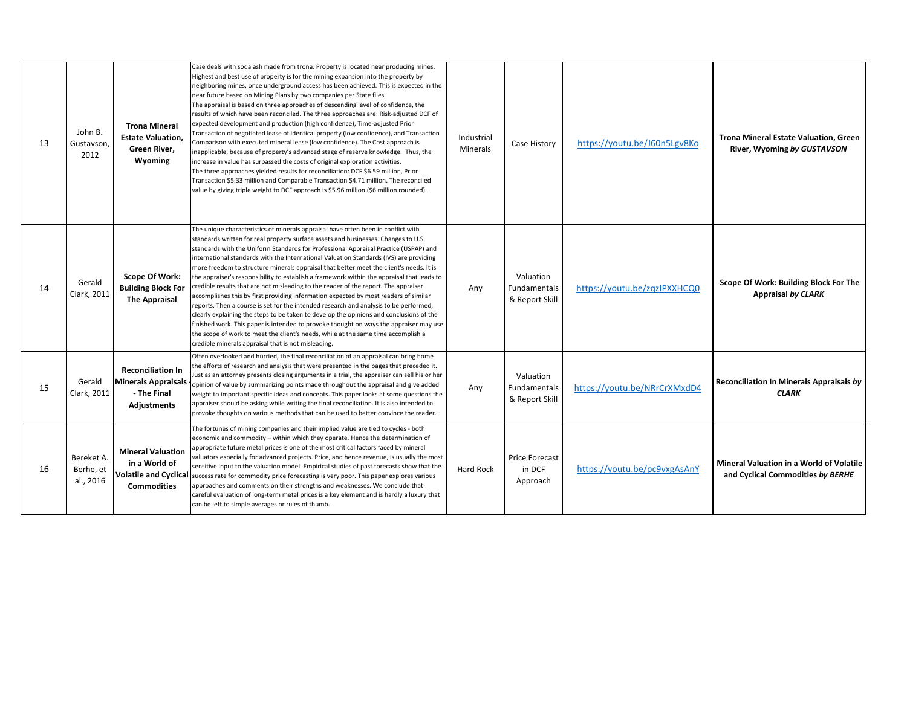| 13 | John B. Gustavson, 2012 | **Trona Mineral Estate Valuation, Green River, Wyoming** | Case deals with soda ash made from trona. Property is located near producing mines. Highest and best use of property is for the mining expansion into the property by neighboring mines, once underground access has been achieved. This is expected in the near future based on Mining Plans by two companies per State files. The appraisal is based on three approaches of descending level of confidence, the results of which have been reconciled. The three approaches are: Risk-adjusted DCF of expected development and production (high confidence), Time-adjusted Prior Transaction of negotiated lease of identical property (low confidence), and Transaction Comparison with executed mineral lease (low confidence). The Cost approach is inapplicable, because of property's advanced stage of reserve knowledge. Thus, the increase in value has surpassed the costs of original exploration activities. The three approaches yielded results for reconciliation: DCF $6.59 million, Prior Transaction $5.33 million and Comparable Transaction $4.71 million. The reconciled value by giving triple weight to DCF approach is $5.96 million ($6 million rounded). | Industrial Minerals | Case History | https://youtu.be/J60n5Lgv8Ko | **Trona Mineral Estate Valuation, Green River, Wyoming *by GUSTAVSON*** |
|---|---|---|---|---|---|---|---|
| 14 | Gerald Clark, 2011 | **Scope Of Work: Building Block For The Appraisal** | The unique characteristics of minerals appraisal have often been in conflict with standards written for real property surface assets and businesses. Changes to U.S. standards with the Uniform Standards for Professional Appraisal Practice (USPAP) and international standards with the International Valuation Standards (IVS) are providing more freedom to structure minerals appraisal that better meet the client's needs. It is the appraiser's responsibility to establish a framework within the appraisal that leads to credible results that are not misleading to the reader of the report. The appraiser accomplishes this by first providing information expected by most readers of similar reports. Then a course is set for the intended research and analysis to be performed, clearly explaining the steps to be taken to develop the opinions and conclusions of the finished work. This paper is intended to provoke thought on ways the appraiser may use the scope of work to meet the client's needs, while at the same time accomplish a credible minerals appraisal that is not misleading. | Any | Valuation Fundamentals & Report Skill | https://youtu.be/zqzIPXXHCQ0 | **Scope Of Work: Building Block For The Appraisal *by CLARK*** |
| 15 | Gerald Clark, 2011 | **Reconciliation In Minerals Appraisals - The Final Adjustments** | Often overlooked and hurried, the final reconciliation of an appraisal can bring home the efforts of research and analysis that were presented in the pages that preceded it. Just as an attorney presents closing arguments in a trial, the appraiser can sell his or her opinion of value by summarizing points made throughout the appraisal and give added weight to important specific ideas and concepts. This paper looks at some questions the appraiser should be asking while writing the final reconciliation. It is also intended to provoke thoughts on various methods that can be used to better convince the reader. | Any | Valuation Fundamentals & Report Skill | https://youtu.be/NRrCrXMxdD4 | **Reconciliation In Minerals Appraisals *by CLARK*** |
| 16 | Bereket A. Berhe, et al., 2016 | **Mineral Valuation in a World of Volatile and Cyclical Commodities** | The fortunes of mining companies and their implied value are tied to cycles - both economic and commodity – within which they operate. Hence the determination of appropriate future metal prices is one of the most critical factors faced by mineral valuators especially for advanced projects. Price, and hence revenue, is usually the most sensitive input to the valuation model. Empirical studies of past forecasts show that the success rate for commodity price forecasting is very poor. This paper explores various approaches and comments on their strengths and weaknesses. We conclude that careful evaluation of long-term metal prices is a key element and is hardly a luxury that can be left to simple averages or rules of thumb. | Hard Rock | Price Forecast in DCF Approach | https://youtu.be/pc9vxgAsAnY | **Mineral Valuation in a World of Volatile and Cyclical Commodities *by BERHE*** |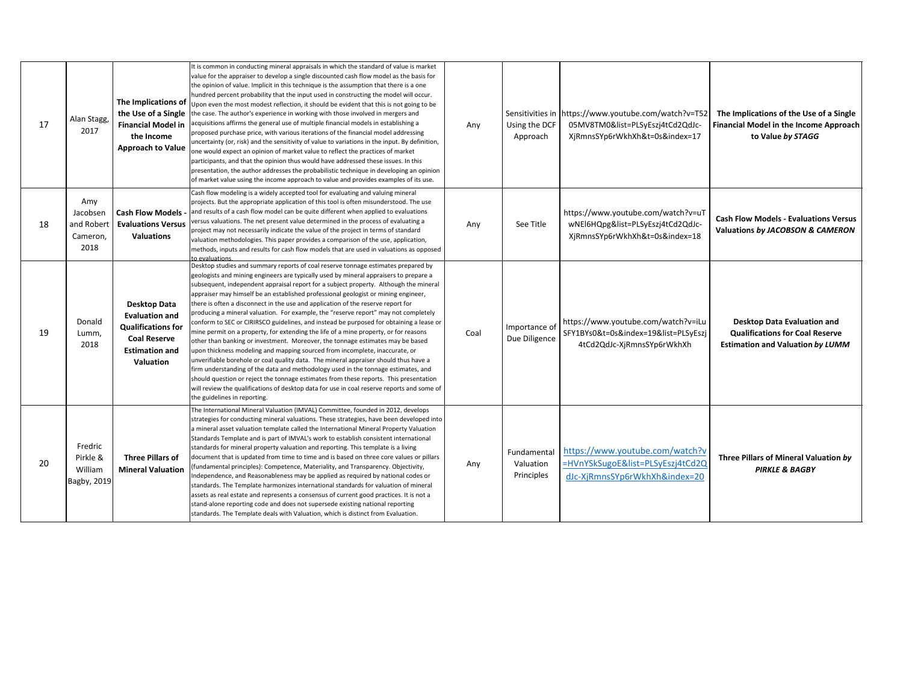| 17 | Alan Stagg, 2017 | **The Implications of the Use of a Single Financial Model in the Income Approach to Value** | It is common in conducting mineral appraisals in which the standard of value is market value for the appraiser to develop a single discounted cash flow model as the basis for the opinion of value. Implicit in this technique is the assumption that there is a one hundred percent probability that the input used in constructing the model will occur. Upon even the most modest reflection, it should be evident that this is not going to be the case. The author's experience in working with those involved in mergers and acquisitions affirms the general use of multiple financial models in establishing a proposed purchase price, with various iterations of the financial model addressing uncertainty (or, risk) and the sensitivity of value to variations in the input. By definition, one would expect an opinion of market value to reflect the practices of market participants, and that the opinion thus would have addressed these issues. In this presentation, the author addresses the probabilistic technique in developing an opinion of market value using the income approach to value and provides examples of its use. | Any | Sensitivities in Using the DCF Approach | https://www.youtube.com/watch?v=T5205MV8TM0&list=PLSyEszj4tCd2QdJc-XjRmnsSYp6rWkhXh&t=0s&index=17 | **The Implications of the Use of a Single Financial Model in the Income Approach to Value *by STAGG*** |
|---|---|---|---|---|---|---|---|
| 18 | Amy Jacobsen and Robert Cameron, 2018 | **Cash Flow Models - Evaluations Versus Valuations** | Cash flow modeling is a widely accepted tool for evaluating and valuing mineral projects. But the appropriate application of this tool is often misunderstood. The use and results of a cash flow model can be quite different when applied to evaluations versus valuations. The net present value determined in the process of evaluating a project may not necessarily indicate the value of the project in terms of standard valuation methodologies. This paper provides a comparison of the use, application, methods, inputs and results for cash flow models that are used in valuations as opposed to evaluations. | Any | See Title | https://www.youtube.com/watch?v=uTwNEl6HQpg&list=PLSyEszj4tCd2QdJc-XjRmnsSYp6rWkhXh&t=0s&index=18 | **Cash Flow Models - Evaluations Versus Valuations *by JACOBSON & CAMERON*** |
| 19 | Donald Lumm, 2018 | **Desktop Data Evaluation and Qualifications for Coal Reserve Estimation and Valuation** | Desktop studies and summary reports of coal reserve tonnage estimates prepared by geologists and mining engineers are typically used by mineral appraisers to prepare a subsequent, independent appraisal report for a subject property. Although the mineral appraiser may himself be an established professional geologist or mining engineer, there is often a disconnect in the use and application of the reserve report for producing a mineral valuation. For example, the "reserve report" may not completely conform to SEC or CIRIRSCO guidelines, and instead be purposed for obtaining a lease or mine permit on a property, for extending the life of a mine property, or for reasons other than banking or investment. Moreover, the tonnage estimates may be based upon thickness modeling and mapping sourced from incomplete, inaccurate, or unverifiable borehole or coal quality data. The mineral appraiser should thus have a firm understanding of the data and methodology used in the tonnage estimates, and should question or reject the tonnage estimates from these reports. This presentation will review the qualifications of desktop data for use in coal reserve reports and some of the guidelines in reporting. | Coal | Importance of Due Diligence | https://www.youtube.com/watch?v=iLuSFY1BYs0&t=0s&index=19&list=PLSyEszj4tCd2QdJc-XjRmnsSYp6rWkhXh | **Desktop Data Evaluation and Qualifications for Coal Reserve Estimation and Valuation *by LUMM*** |
| 20 | Fredric Pirkle & William Bagby, 2019 | **Three Pillars of Mineral Valuation** | The International Mineral Valuation (IMVAL) Committee, founded in 2012, develops strategies for conducting mineral valuations. These strategies, have been developed into a mineral asset valuation template called the International Mineral Property Valuation Standards Template and is part of IMVAL's work to establish consistent international standards for mineral property valuation and reporting. This template is a living document that is updated from time to time and is based on three core values or pillars (fundamental principles): Competence, Materiality, and Transparency. Objectivity, Independence, and Reasonableness may be applied as required by national codes or standards. The Template harmonizes international standards for valuation of mineral assets as real estate and represents a consensus of current good practices. It is not a stand-alone reporting code and does not supersede existing national reporting standards. The Template deals with Valuation, which is distinct from Evaluation. | Any | Fundamental Valuation Principles | https://www.youtube.com/watch?v=HVnYSkSugoE&list=PLSyEszj4tCd2QdJc-XjRmnsSYp6rWkhXh&index=20 | **Three Pillars of Mineral Valuation *by PIRKLE & BAGBY*** |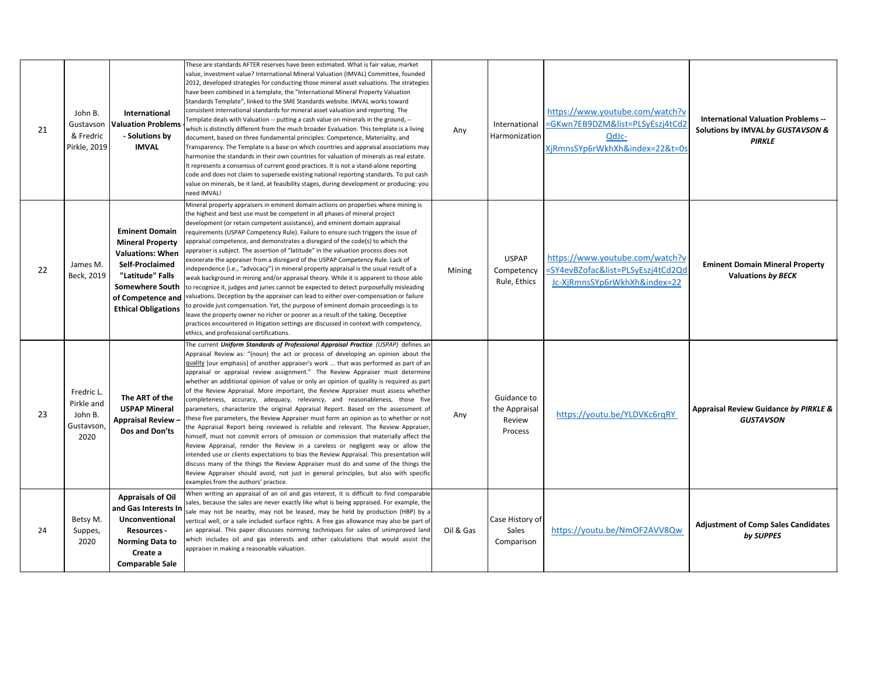| | | | | | | | |
|---|---|---|---|---|---|---|---|
| 21 | John B. Gustavson & Fredric Pirkle, 2019 | **International Valuation Problems - Solutions by IMVAL** | These are standards AFTER reserves have been estimated. What is fair value, market value, investment value? International Mineral Valuation (IMVAL) Committee, founded 2012, developed strategies for conducting those mineral asset valuations. The strategies have been combined in a template, the "International Mineral Property Valuation Standards Template", linked to the SME Standards website. IMVAL works toward consistent international standards for mineral asset valuation and reporting. The Template deals with Valuation -- putting a cash value on minerals in the ground, -- which is distinctly different from the much broader Evaluation. This template is a living document, based on three fundamental principles: Competence, Materiality, and Transparency. The Template is a base on which countries and appraisal associations may harmonize the standards in their own countries for valuation of minerals as real estate. It represents a consensus of current good practices. It is not a stand-alone reporting code and does not claim to supersede existing national reporting standards. To put cash value on minerals, be it land, at feasibility stages, during development or producing: you need IMVAL! | Any | International Harmonization | https://www.youtube.com/watch?v=GKwn7EB9DZM&list=PLSyEszj4tCd2QdJc-XjRmnsSYp6rWkhXh&index=22&t=0s | **International Valuation Problems -- Solutions by IMVAL *by GUSTAVSON & PIRKLE*** |
| 22 | James M. Beck, 2019 | **Eminent Domain Mineral Property Valuations: When Self-Proclaimed "Latitude" Falls Somewhere South of Competence and Ethical Obligations** | Mineral property appraisers in eminent domain actions on properties where mining is the highest and best use must be competent in all phases of mineral project development (or retain competent assistance), and eminent domain appraisal requirements (USPAP Competency Rule). Failure to ensure such triggers the issue of appraisal competence, and demonstrates a disregard of the code(s) to which the appraiser is subject. The assertion of "latitude" in the valuation process does not exonerate the appraiser from a disregard of the USPAP Competency Rule. Lack of independence (i.e., "advocacy") in mineral property appraisal is the usual result of a weak background in mining and/or appraisal theory. While it is apparent to those able to recognize it, judges and juries cannot be expected to detect purposefully misleading valuations. Deception by the appraiser can lead to either over-compensation or failure to provide just compensation. Yet, the purpose of eminent domain proceedings is to leave the property owner no richer or poorer as a result of the taking. Deceptive practices encountered in litigation settings are discussed in context with competency, ethics, and professional certifications. | Mining | USPAP Competency Rule, Ethics | https://www.youtube.com/watch?v=SY4evBZofac&list=PLSyEszj4tCd2QdJc-XjRmnsSYp6rWkhXh&index=22 | **Eminent Domain Mineral Property Valuations *by BECK*** |
| 23 | Fredric L. Pirkle and John B. Gustavson, 2020 | **The ART of the USPAP Mineral Appraisal Review – Dos and Don'ts** | The current ***Uniform Standards of Professional Appraisal Practice*** *(USPAP)* defines an Appraisal Review as: "(noun) the act or process of developing an opinion about the quality [our emphasis] of another appraiser's work ... that was performed as part of an appraisal or appraisal review assignment." The Review Appraiser must determine whether an additional opinion of value or only an opinion of quality is required as part of the Review Appraisal. More important, the Review Appraiser must assess whether completeness, accuracy, adequacy, relevancy, and reasonableness, those five parameters, characterize the original Appraisal Report. Based on the assessment of these five parameters, the Review Appraiser must form an opinion as to whether or not the Appraisal Report being reviewed is reliable and relevant. The Review Appraiser, himself, must not commit errors of omission or commission that materially affect the Review Appraisal, render the Review in a careless or negligent way or allow the intended use or clients expectations to bias the Review Appraisal. This presentation will discuss many of the things the Review Appraiser must do and some of the things the Review Appraiser should avoid, not just in general principles, but also with specific examples from the authors' practice. | Any | Guidance to the Appraisal Review Process | https://youtu.be/YLDVKc6rqRY | **Appraisal Review Guidance *by PIRKLE & GUSTAVSON*** |
| 24 | Betsy M. Suppes, 2020 | **Appraisals of Oil and Gas Interests In Unconventional Resources - Norming Data to Create a Comparable Sale** | When writing an appraisal of an oil and gas interest, it is difficult to find comparable sales, because the sales are never exactly like what is being appraised. For example, the sale may not be nearby, may not be leased, may be held by production (HBP) by a vertical well, or a sale included surface rights. A free gas allowance may also be part of an appraisal. This paper discusses norming techniques for sales of unimproved land which includes oil and gas interests and other calculations that would assist the appraiser in making a reasonable valuation. | Oil & Gas | Case History of Sales Comparison | https://youtu.be/NmOF2AVV8Qw | **Adjustment of Comp Sales Candidates *by SUPPES*** |